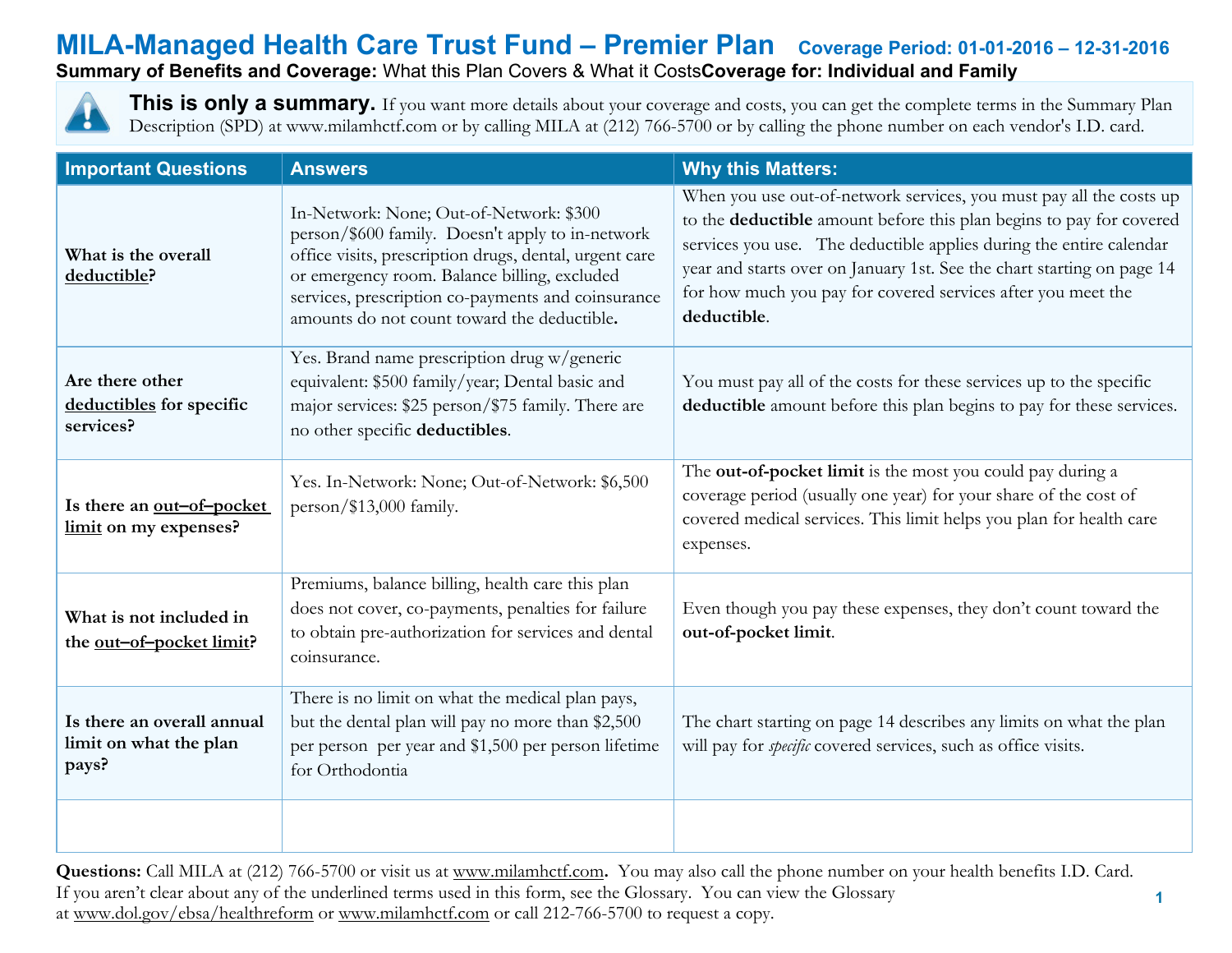# MILA-Managed Health Care Trust Fund – Premier Plan

**Coverage Period: 01-01-2016 – 12-31-2016**

**Summary of Benefits and Coverage:** What this Plan Covers & What it Costs **Coverage for: Individual and Family**

**This is only a summary.** If you want more details about your coverage and costs, you can get the complete terms in the Summary Plan Description (SPD) at www.milamhctf.com or by calling MILA at (212) 766-5700 or by calling the phone number on each vendor's I.D. card.

| Important Questions | Answers | Why this Matters: |
|---|---|---|
| **What is the overall deductible?** | In-Network: None; Out-of-Network: $300 person/$600 family. Doesn't apply to in-network office visits, prescription drugs, dental, urgent care or emergency room. Balance billing, excluded services, prescription co-payments and coinsurance amounts do not count toward the deductible. | When you use out-of-network services, you must pay all the costs up to the **deductible** amount before this plan begins to pay for covered services you use. The deductible applies during the entire calendar year and starts over on January 1st. See the chart starting on page 14 for how much you pay for covered services after you meet the **deductible**. |
| **Are there other deductibles for specific services?** | Yes. Brand name prescription drug w/generic equivalent: $500 family/year; Dental basic and major services: $25 person/$75 family. There are no other specific **deductibles**. | You must pay all of the costs for these services up to the specific **deductible** amount before this plan begins to pay for these services. |
| **Is there an out–of–pocket limit on my expenses?** | Yes. In-Network: None; Out-of-Network: $6,500 person/$13,000 family. | The **out-of-pocket limit** is the most you could pay during a coverage period (usually one year) for your share of the cost of covered medical services. This limit helps you plan for health care expenses. |
| **What is not included in the out–of–pocket limit?** | Premiums, balance billing, health care this plan does not cover, co-payments, penalties for failure to obtain pre-authorization for services and dental coinsurance. | Even though you pay these expenses, they don't count toward the **out-of-pocket limit**. |
| **Is there an overall annual limit on what the plan pays?** | There is no limit on what the medical plan pays, but the dental plan will pay no more than $2,500 per person per year and $1,500 per person lifetime for Orthodontia | The chart starting on page 14 describes any limits on what the plan will pay for *specific* covered services, such as office visits. |
| | | |

**Questions:** Call MILA at (212) 766-5700 or visit us at www.milamhctf.com. You may also call the phone number on your health benefits I.D. Card. If you aren't clear about any of the underlined terms used in this form, see the Glossary. You can view the Glossary at www.dol.gov/ebsa/healthreform or www.milamhctf.com or call 212-766-5700 to request a copy.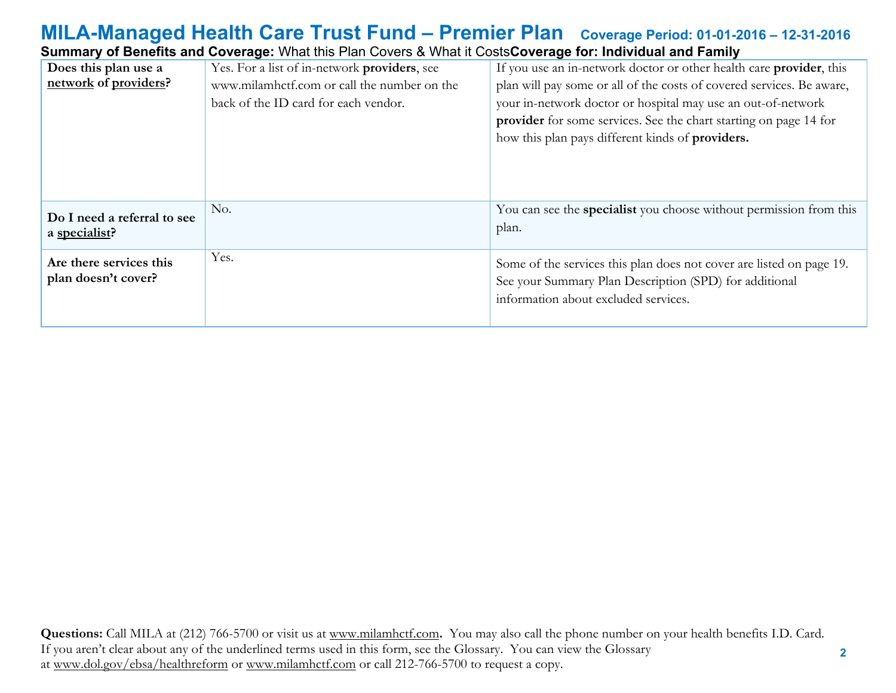| | | |
|---|---|---|
| **Does this plan use a network of providers?** | Yes. For a list of in-network **providers**, see www.milamhctf.com or call the number on the back of the ID card for each vendor. | If you use an in-network doctor or other health care **provider**, this plan will pay some or all of the costs of covered services. Be aware, your in-network doctor or hospital may use an out-of-network **provider** for some services. See the chart starting on page 14 for how this plan pays different kinds of **providers.** |
| **Do I need a referral to see a specialist?** | No. | You can see the **specialist** you choose without permission from this plan. |
| **Are there services this plan doesn't cover?** | Yes. | Some of the services this plan does not cover are listed on page 19. See your Summary Plan Description (SPD) for additional information about excluded services. |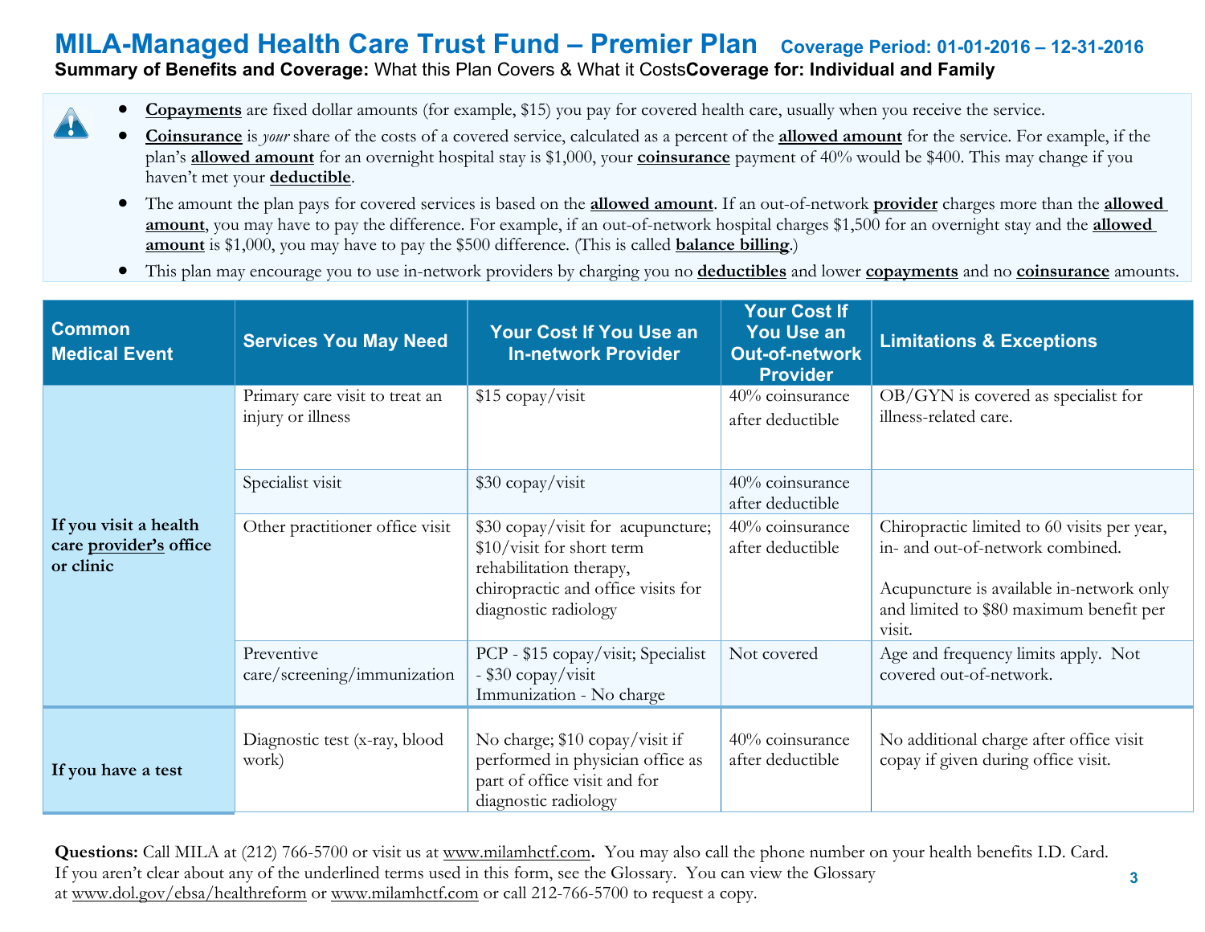# MILA-Managed Health Care Trust Fund – Premier Plan

**Coverage Period: 01-01-2016 – 12-31-2016**

**Summary of Benefits and Coverage:** What this Plan Covers & What it Costs **Coverage for: Individual and Family**

- **Copayments** are fixed dollar amounts (for example, $15) you pay for covered health care, usually when you receive the service.
- **Coinsurance** is *your* share of the costs of a covered service, calculated as a percent of the **allowed amount** for the service. For example, if the plan's **allowed amount** for an overnight hospital stay is $1,000, your **coinsurance** payment of 40% would be $400. This may change if you haven't met your **deductible**.
- The amount the plan pays for covered services is based on the **allowed amount**. If an out-of-network **provider** charges more than the **allowed amount**, you may have to pay the difference. For example, if an out-of-network hospital charges $1,500 for an overnight stay and the **allowed amount** is $1,000, you may have to pay the $500 difference. (This is called **balance billing**.)
- This plan may encourage you to use in-network providers by charging you no **deductibles** and lower **copayments** and no **coinsurance** amounts.

| Common Medical Event | Services You May Need | Your Cost If You Use an In-network Provider | Your Cost If You Use an Out-of-network Provider | Limitations & Exceptions |
|---|---|---|---|---|
| If you visit a health care **provider's** office or clinic | Primary care visit to treat an injury or illness | $15 copay/visit | 40% coinsurance after deductible | OB/GYN is covered as specialist for illness-related care. |
| | Specialist visit | $30 copay/visit | 40% coinsurance after deductible | |
| | Other practitioner office visit | $30 copay/visit for acupuncture; $10/visit for short term rehabilitation therapy, chiropractic and office visits for diagnostic radiology | 40% coinsurance after deductible | Chiropractic limited to 60 visits per year, in- and out-of-network combined.<br><br>Acupuncture is available in-network only and limited to $80 maximum benefit per visit. |
| | Preventive care/screening/immunization | PCP - $15 copay/visit; Specialist - $30 copay/visit<br>Immunization - No charge | Not covered | Age and frequency limits apply. Not covered out-of-network. |
| If you have a test | Diagnostic test (x-ray, blood work) | No charge; $10 copay/visit if performed in physician office as part of office visit and for diagnostic radiology | 40% coinsurance after deductible | No additional charge after office visit copay if given during office visit. |

**Questions:** Call MILA at (212) 766-5700 or visit us at www.milamhctf.com**.** You may also call the phone number on your health benefits I.D. Card. If you aren't clear about any of the underlined terms used in this form, see the Glossary. You can view the Glossary at www.dol.gov/ebsa/healthreform or www.milamhctf.com or call 212-766-5700 to request a copy.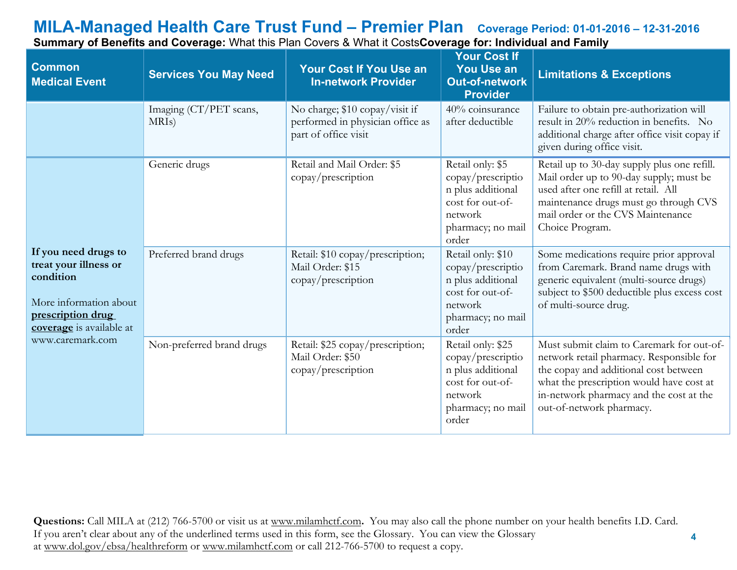# MILA-Managed Health Care Trust Fund – Premier Plan

**Coverage Period: 01-01-2016 – 12-31-2016**

**Summary of Benefits and Coverage:** What this Plan Covers & What it Costs **Coverage for: Individual and Family**

| Common Medical Event | Services You May Need | Your Cost If You Use an In-network Provider | Your Cost If You Use an Out-of-network Provider | Limitations & Exceptions |
|---|---|---|---|---|
| | Imaging (CT/PET scans, MRIs) | No charge; $10 copay/visit if performed in physician office as part of office visit | 40% coinsurance after deductible | Failure to obtain pre-authorization will result in 20% reduction in benefits. No additional charge after office visit copay if given during office visit. |
| **If you need drugs to treat your illness or condition**<br><br>More information about **prescription drug coverage** is available at www.caremark.com | Generic drugs | Retail and Mail Order: $5 copay/prescription | Retail only: $5 copay/prescription plus additional cost for out-of-network pharmacy; no mail order | Retail up to 30-day supply plus one refill. Mail order up to 90-day supply; must be used after one refill at retail. All maintenance drugs must go through CVS mail order or the CVS Maintenance Choice Program. |
| | Preferred brand drugs | Retail: $10 copay/prescription; Mail Order: $15 copay/prescription | Retail only: $10 copay/prescription plus additional cost for out-of-network pharmacy; no mail order | Some medications require prior approval from Caremark. Brand name drugs with generic equivalent (multi-source drugs) subject to $500 deductible plus excess cost of multi-source drug. |
| | Non-preferred brand drugs | Retail: $25 copay/prescription; Mail Order: $50 copay/prescription | Retail only: $25 copay/prescription plus additional cost for out-of-network pharmacy; no mail order | Must submit claim to Caremark for out-of-network retail pharmacy. Responsible for the copay and additional cost between what the prescription would have cost at in-network pharmacy and the cost at the out-of-network pharmacy. |

**Questions:** Call MILA at (212) 766-5700 or visit us at www.milamhctf.com. You may also call the phone number on your health benefits I.D. Card. If you aren't clear about any of the underlined terms used in this form, see the Glossary. You can view the Glossary at www.dol.gov/ebsa/healthreform or www.milamhctf.com or call 212-766-5700 to request a copy.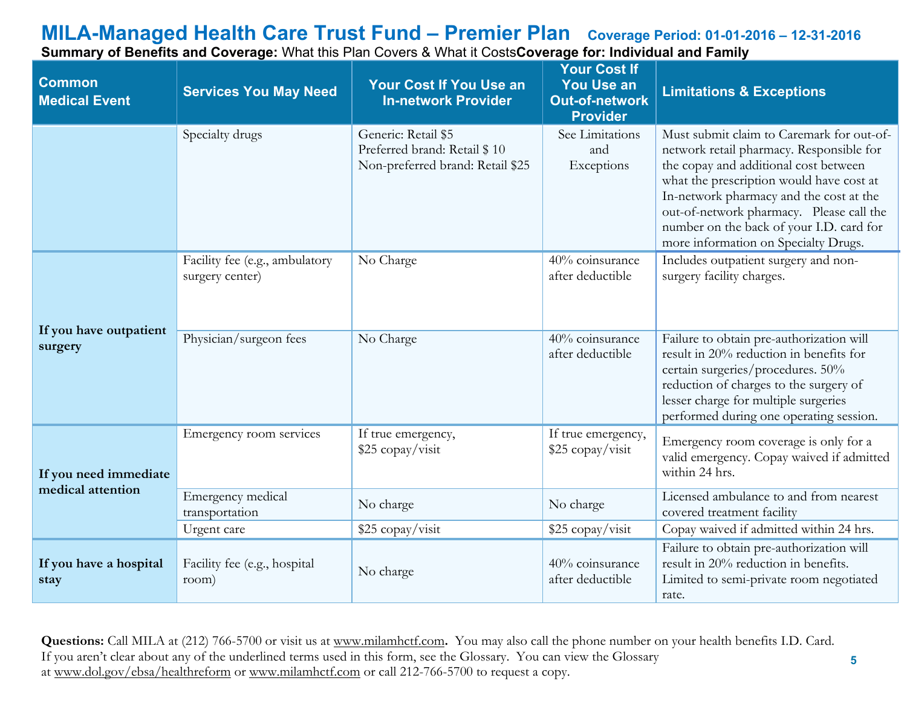# MILA-Managed Health Care Trust Fund – Premier Plan

**Coverage Period: 01-01-2016 – 12-31-2016**

**Summary of Benefits and Coverage:** What this Plan Covers & What it Costs **Coverage for: Individual and Family**

| Common Medical Event | Services You May Need | Your Cost If You Use an In-network Provider | Your Cost If You Use an Out-of-network Provider | Limitations & Exceptions |
|---|---|---|---|---|
| | Specialty drugs | Generic: Retail $5<br>Preferred brand: Retail $ 10<br>Non-preferred brand: Retail $25 | See Limitations and Exceptions | Must submit claim to Caremark for out-of-network retail pharmacy. Responsible for the copay and additional cost between what the prescription would have cost at In-network pharmacy and the cost at the out-of-network pharmacy. Please call the number on the back of your I.D. card for more information on Specialty Drugs. |
| If you have outpatient surgery | Facility fee (e.g., ambulatory surgery center) | No Charge | 40% coinsurance after deductible | Includes outpatient surgery and non-surgery facility charges. |
| | Physician/surgeon fees | No Charge | 40% coinsurance after deductible | Failure to obtain pre-authorization will result in 20% reduction in benefits for certain surgeries/procedures. 50% reduction of charges to the surgery of lesser charge for multiple surgeries performed during one operating session. |
| If you need immediate medical attention | Emergency room services | If true emergency, $25 copay/visit | If true emergency, $25 copay/visit | Emergency room coverage is only for a valid emergency. Copay waived if admitted within 24 hrs. |
| | Emergency medical transportation | No charge | No charge | Licensed ambulance to and from nearest covered treatment facility |
| | Urgent care | $25 copay/visit | $25 copay/visit | Copay waived if admitted within 24 hrs. |
| If you have a hospital stay | Facility fee (e.g., hospital room) | No charge | 40% coinsurance after deductible | Failure to obtain pre-authorization will result in 20% reduction in benefits. Limited to semi-private room negotiated rate. |

**Questions:** Call MILA at (212) 766-5700 or visit us at www.milamhctf.com. You may also call the phone number on your health benefits I.D. Card. If you aren't clear about any of the underlined terms used in this form, see the Glossary. You can view the Glossary at www.dol.gov/ebsa/healthreform or www.milamhctf.com or call 212-766-5700 to request a copy.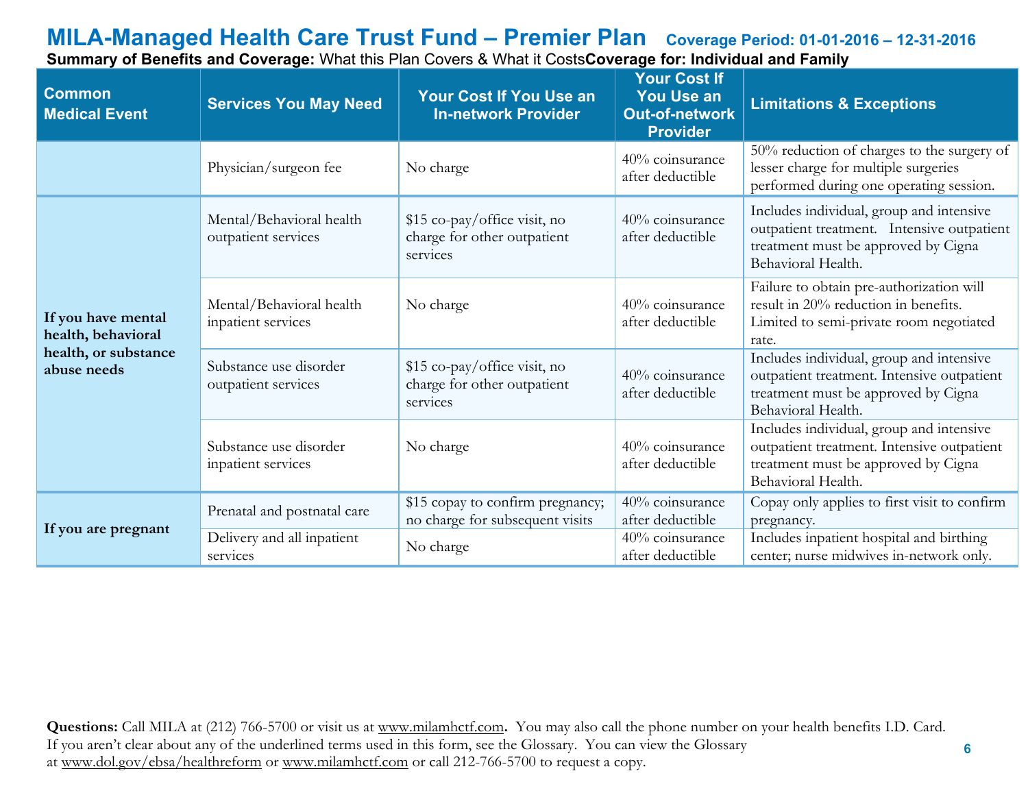# MILA-Managed Health Care Trust Fund – Premier Plan

**Coverage Period: 01-01-2016 – 12-31-2016**

**Summary of Benefits and Coverage:** What this Plan Covers & What it Costs **Coverage for: Individual and Family**

| Common Medical Event | Services You May Need | Your Cost If You Use an In-network Provider | Your Cost If You Use an Out-of-network Provider | Limitations & Exceptions |
|---|---|---|---|---|
| | Physician/surgeon fee | No charge | 40% coinsurance after deductible | 50% reduction of charges to the surgery of lesser charge for multiple surgeries performed during one operating session. |
| If you have mental health, behavioral health, or substance abuse needs | Mental/Behavioral health outpatient services | $15 co-pay/office visit, no charge for other outpatient services | 40% coinsurance after deductible | Includes individual, group and intensive outpatient treatment. Intensive outpatient treatment must be approved by Cigna Behavioral Health. |
| | Mental/Behavioral health inpatient services | No charge | 40% coinsurance after deductible | Failure to obtain pre-authorization will result in 20% reduction in benefits. Limited to semi-private room negotiated rate. |
| | Substance use disorder outpatient services | $15 co-pay/office visit, no charge for other outpatient services | 40% coinsurance after deductible | Includes individual, group and intensive outpatient treatment. Intensive outpatient treatment must be approved by Cigna Behavioral Health. |
| | Substance use disorder inpatient services | No charge | 40% coinsurance after deductible | Includes individual, group and intensive outpatient treatment. Intensive outpatient treatment must be approved by Cigna Behavioral Health. |
| If you are pregnant | Prenatal and postnatal care | $15 copay to confirm pregnancy; no charge for subsequent visits | 40% coinsurance after deductible | Copay only applies to first visit to confirm pregnancy. |
| | Delivery and all inpatient services | No charge | 40% coinsurance after deductible | Includes inpatient hospital and birthing center; nurse midwives in-network only. |

**Questions:** Call MILA at (212) 766-5700 or visit us at www.milamhctf.com**.** You may also call the phone number on your health benefits I.D. Card. If you aren't clear about any of the underlined terms used in this form, see the Glossary. You can view the Glossary at www.dol.gov/ebsa/healthreform or www.milamhctf.com or call 212-766-5700 to request a copy.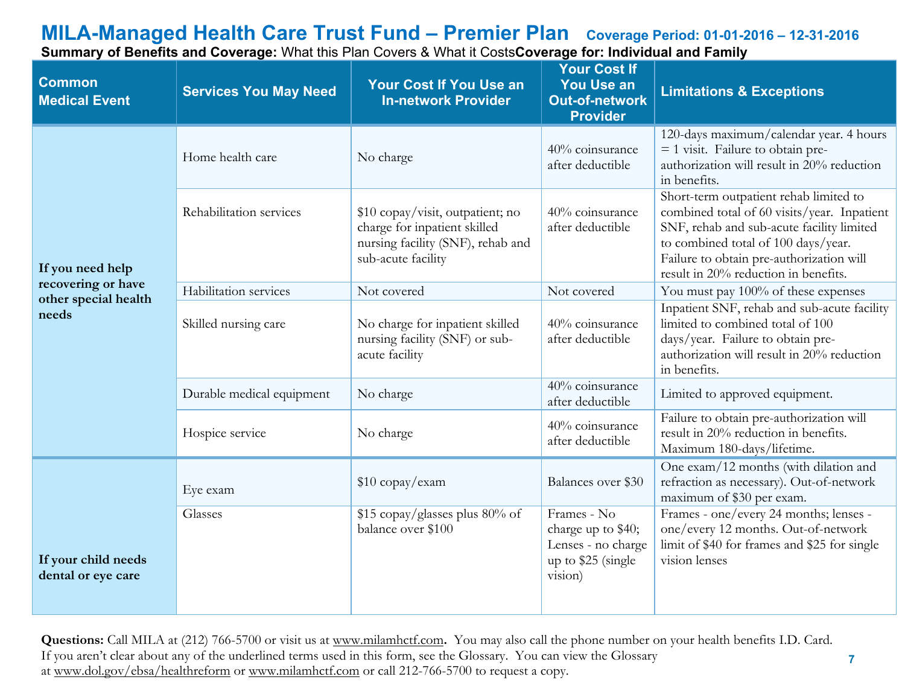# MILA-Managed Health Care Trust Fund – Premier Plan

**Coverage Period: 01-01-2016 – 12-31-2016**

**Summary of Benefits and Coverage:** What this Plan Covers & What it Costs **Coverage for: Individual and Family**

| Common Medical Event | Services You May Need | Your Cost If You Use an In-network Provider | Your Cost If You Use an Out-of-network Provider | Limitations & Exceptions |
|---|---|---|---|---|
| If you need help recovering or have other special health needs | Home health care | No charge | 40% coinsurance after deductible | 120-days maximum/calendar year. 4 hours = 1 visit. Failure to obtain pre-authorization will result in 20% reduction in benefits. |
| | Rehabilitation services | $10 copay/visit, outpatient; no charge for inpatient skilled nursing facility (SNF), rehab and sub-acute facility | 40% coinsurance after deductible | Short-term outpatient rehab limited to combined total of 60 visits/year. Inpatient SNF, rehab and sub-acute facility limited to combined total of 100 days/year. Failure to obtain pre-authorization will result in 20% reduction in benefits. |
| | Habilitation services | Not covered | Not covered | You must pay 100% of these expenses |
| | Skilled nursing care | No charge for inpatient skilled nursing facility (SNF) or sub-acute facility | 40% coinsurance after deductible | Inpatient SNF, rehab and sub-acute facility limited to combined total of 100 days/year. Failure to obtain pre-authorization will result in 20% reduction in benefits. |
| | Durable medical equipment | No charge | 40% coinsurance after deductible | Limited to approved equipment. |
| | Hospice service | No charge | 40% coinsurance after deductible | Failure to obtain pre-authorization will result in 20% reduction in benefits. Maximum 180-days/lifetime. |
| If your child needs dental or eye care | Eye exam | $10 copay/exam | Balances over $30 | One exam/12 months (with dilation and refraction as necessary). Out-of-network maximum of $30 per exam. |
| | Glasses | $15 copay/glasses plus 80% of balance over $100 | Frames - No charge up to $40; Lenses - no charge up to $25 (single vision) | Frames - one/every 24 months; lenses - one/every 12 months. Out-of-network limit of $40 for frames and $25 for single vision lenses |

**Questions:** Call MILA at (212) 766-5700 or visit us at www.milamhctf.com**.** You may also call the phone number on your health benefits I.D. Card. If you aren't clear about any of the underlined terms used in this form, see the Glossary. You can view the Glossary at www.dol.gov/ebsa/healthreform or www.milamhctf.com or call 212-766-5700 to request a copy.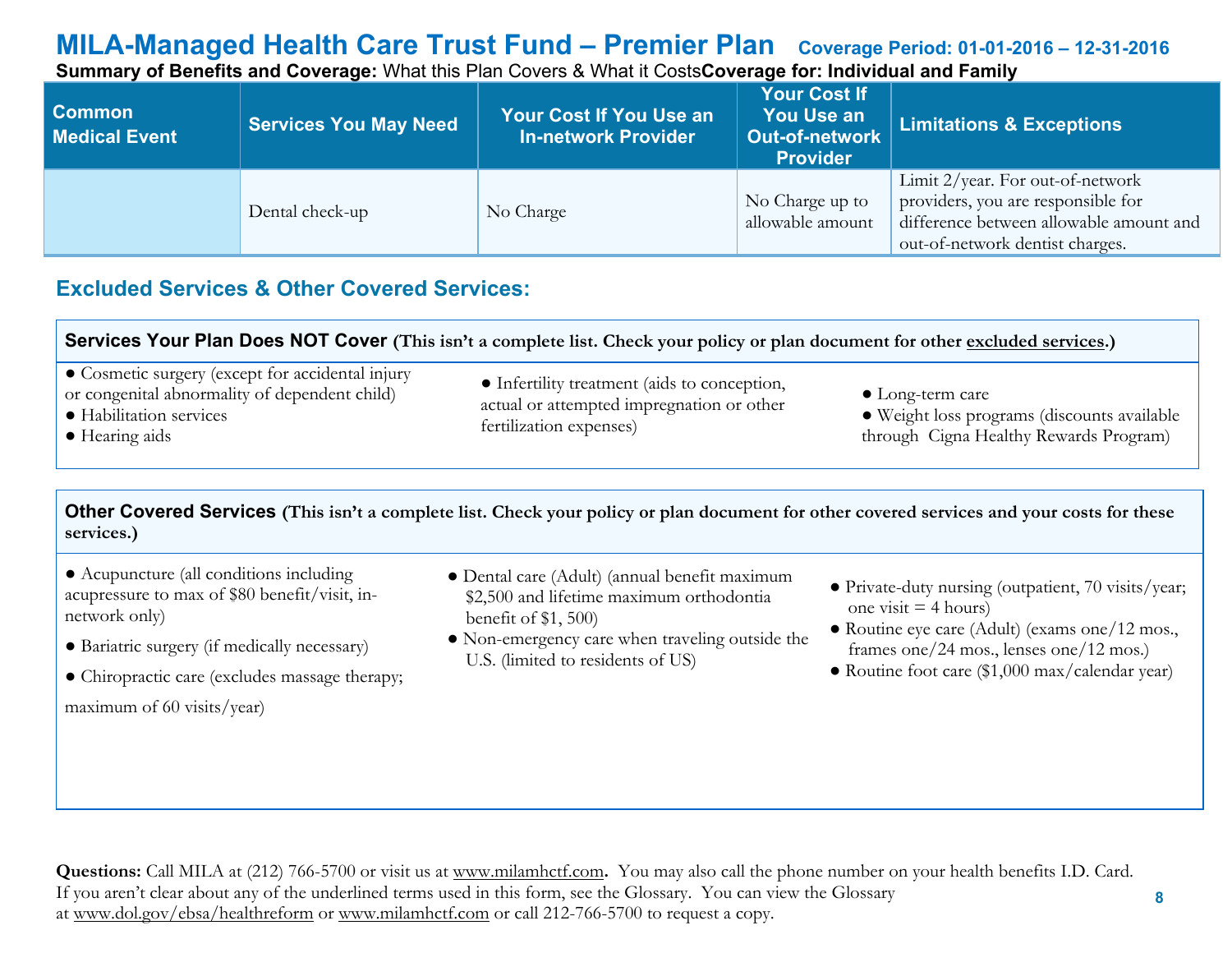# MILA-Managed Health Care Trust Fund – Premier Plan

**Coverage Period: 01-01-2016 – 12-31-2016**

**Summary of Benefits and Coverage:** What this Plan Covers & What it Costs **Coverage for: Individual and Family**

| Common Medical Event | Services You May Need | Your Cost If You Use an In-network Provider | Your Cost If You Use an Out-of-network Provider | Limitations & Exceptions |
|---|---|---|---|---|
| | Dental check-up | No Charge | No Charge up to allowable amount | Limit 2/year. For out-of-network providers, you are responsible for difference between allowable amount and out-of-network dentist charges. |

## Excluded Services & Other Covered Services:

**Services Your Plan Does NOT Cover (This isn't a complete list. Check your policy or plan document for other excluded services.)**

- Cosmetic surgery (except for accidental injury or congenital abnormality of dependent child)
- Habilitation services
- Hearing aids
- Infertility treatment (aids to conception, actual or attempted impregnation or other fertilization expenses)
- Long-term care
- Weight loss programs (discounts available through Cigna Healthy Rewards Program)

**Other Covered Services (This isn't a complete list. Check your policy or plan document for other covered services and your costs for these services.)**

- Acupuncture (all conditions including acupressure to max of $80 benefit/visit, in-network only)
- Bariatric surgery (if medically necessary)
- Chiropractic care (excludes massage therapy; maximum of 60 visits/year)
- Dental care (Adult) (annual benefit maximum $2,500 and lifetime maximum orthodontia benefit of $1, 500)
- Non-emergency care when traveling outside the U.S. (limited to residents of US)
- Private-duty nursing (outpatient, 70 visits/year; one visit = 4 hours)
- Routine eye care (Adult) (exams one/12 mos., frames one/24 mos., lenses one/12 mos.)
- Routine foot care ($1,000 max/calendar year)

**Questions:** Call MILA at (212) 766-5700 or visit us at www.milamhctf.com. You may also call the phone number on your health benefits I.D. Card. If you aren't clear about any of the underlined terms used in this form, see the Glossary. You can view the Glossary at www.dol.gov/ebsa/healthreform or www.milamhctf.com or call 212-766-5700 to request a copy.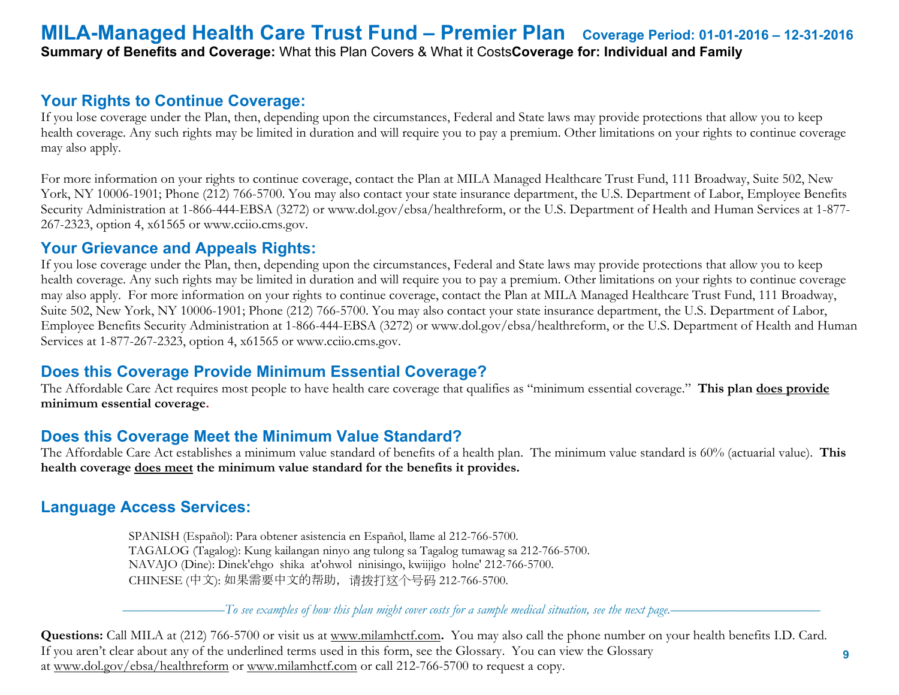# MILA-Managed Health Care Trust Fund – Premier Plan

**Coverage Period: 01-01-2016 – 12-31-2016**

**Summary of Benefits and Coverage:** What this Plan Covers & What it Costs **Coverage for: Individual and Family**

## Your Rights to Continue Coverage:

If you lose coverage under the Plan, then, depending upon the circumstances, Federal and State laws may provide protections that allow you to keep health coverage. Any such rights may be limited in duration and will require you to pay a premium. Other limitations on your rights to continue coverage may also apply.

For more information on your rights to continue coverage, contact the Plan at MILA Managed Healthcare Trust Fund, 111 Broadway, Suite 502, New York, NY 10006-1901; Phone (212) 766-5700. You may also contact your state insurance department, the U.S. Department of Labor, Employee Benefits Security Administration at 1-866-444-EBSA (3272) or www.dol.gov/ebsa/healthreform, or the U.S. Department of Health and Human Services at 1-877-267-2323, option 4, x61565 or www.cciio.cms.gov.

## Your Grievance and Appeals Rights:

If you lose coverage under the Plan, then, depending upon the circumstances, Federal and State laws may provide protections that allow you to keep health coverage. Any such rights may be limited in duration and will require you to pay a premium. Other limitations on your rights to continue coverage may also apply. For more information on your rights to continue coverage, contact the Plan at MILA Managed Healthcare Trust Fund, 111 Broadway, Suite 502, New York, NY 10006-1901; Phone (212) 766-5700. You may also contact your state insurance department, the U.S. Department of Labor, Employee Benefits Security Administration at 1-866-444-EBSA (3272) or www.dol.gov/ebsa/healthreform, or the U.S. Department of Health and Human Services at 1-877-267-2323, option 4, x61565 or www.cciio.cms.gov.

## Does this Coverage Provide Minimum Essential Coverage?

The Affordable Care Act requires most people to have health care coverage that qualifies as "minimum essential coverage." **This plan does provide minimum essential coverage.**

## Does this Coverage Meet the Minimum Value Standard?

The Affordable Care Act establishes a minimum value standard of benefits of a health plan. The minimum value standard is 60% (actuarial value). **This health coverage does meet the minimum value standard for the benefits it provides.**

## Language Access Services:

SPANISH (Español): Para obtener asistencia en Español, llame al 212-766-5700.
TAGALOG (Tagalog): Kung kailangan ninyo ang tulong sa Tagalog tumawag sa 212-766-5700.
NAVAJO (Dine): Dinek'ehgo shika at'ohwol ninisingo, kwiijigo holne' 212-766-5700.
CHINESE (中文): 如果需要中文的帮助，请拨打这个号码 212-766-5700.

*To see examples of how this plan might cover costs for a sample medical situation, see the next page.*

**Questions:** Call MILA at (212) 766-5700 or visit us at www.milamhctf.com. You may also call the phone number on your health benefits I.D. Card. If you aren't clear about any of the underlined terms used in this form, see the Glossary. You can view the Glossary at www.dol.gov/ebsa/healthreform or www.milamhctf.com or call 212-766-5700 to request a copy.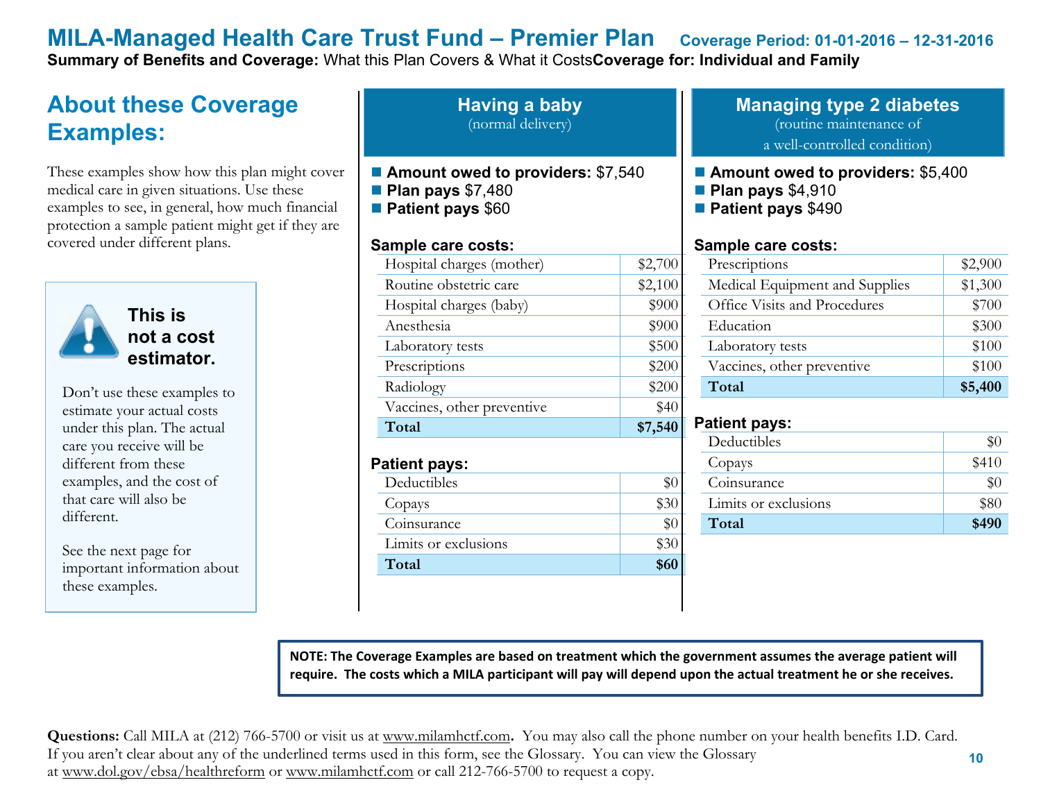# MILA-Managed Health Care Trust Fund – Premier Plan

**Coverage Period: 01-01-2016 – 12-31-2016**

**Summary of Benefits and Coverage:** What this Plan Covers & What it Costs **Coverage for: Individual and Family**

## About these Coverage Examples:

These examples show how this plan might cover medical care in given situations. Use these examples to see, in general, how much financial protection a sample patient might get if they are covered under different plans.

**This is not a cost estimator.**

Don't use these examples to estimate your actual costs under this plan. The actual care you receive will be different from these examples, and the cost of that care will also be different.

See the next page for important information about these examples.

## Having a baby

(normal delivery)

- **Amount owed to providers:** $7,540
- **Plan pays** $7,480
- **Patient pays** $60

**Sample care costs:**

| Sample care costs | |
|---|---|
| Hospital charges (mother) | $2,700 |
| Routine obstetric care | $2,100 |
| Hospital charges (baby) | $900 |
| Anesthesia | $900 |
| Laboratory tests | $500 |
| Prescriptions | $200 |
| Radiology | $200 |
| Vaccines, other preventive | $40 |
| **Total** | **$7,540** |

**Patient pays:**

| Patient pays | |
|---|---|
| Deductibles | $0 |
| Copays | $30 |
| Coinsurance | $0 |
| Limits or exclusions | $30 |
| **Total** | **$60** |

## Managing type 2 diabetes

(routine maintenance of a well-controlled condition)

- **Amount owed to providers:** $5,400
- **Plan pays** $4,910
- **Patient pays** $490

**Sample care costs:**

| Sample care costs | |
|---|---|
| Prescriptions | $2,900 |
| Medical Equipment and Supplies | $1,300 |
| Office Visits and Procedures | $700 |
| Education | $300 |
| Laboratory tests | $100 |
| Vaccines, other preventive | $100 |
| **Total** | **$5,400** |

**Patient pays:**

| Patient pays | |
|---|---|
| Deductibles | $0 |
| Copays | $410 |
| Coinsurance | $0 |
| Limits or exclusions | $80 |
| **Total** | **$490** |

**NOTE: The Coverage Examples are based on treatment which the government assumes the average patient will require. The costs which a MILA participant will pay will depend upon the actual treatment he or she receives.**

**Questions:** Call MILA at (212) 766-5700 or visit us at www.milamhctf.com**.** You may also call the phone number on your health benefits I.D. Card. If you aren't clear about any of the underlined terms used in this form, see the Glossary. You can view the Glossary at www.dol.gov/ebsa/healthreform or www.milamhctf.com or call 212-766-5700 to request a copy.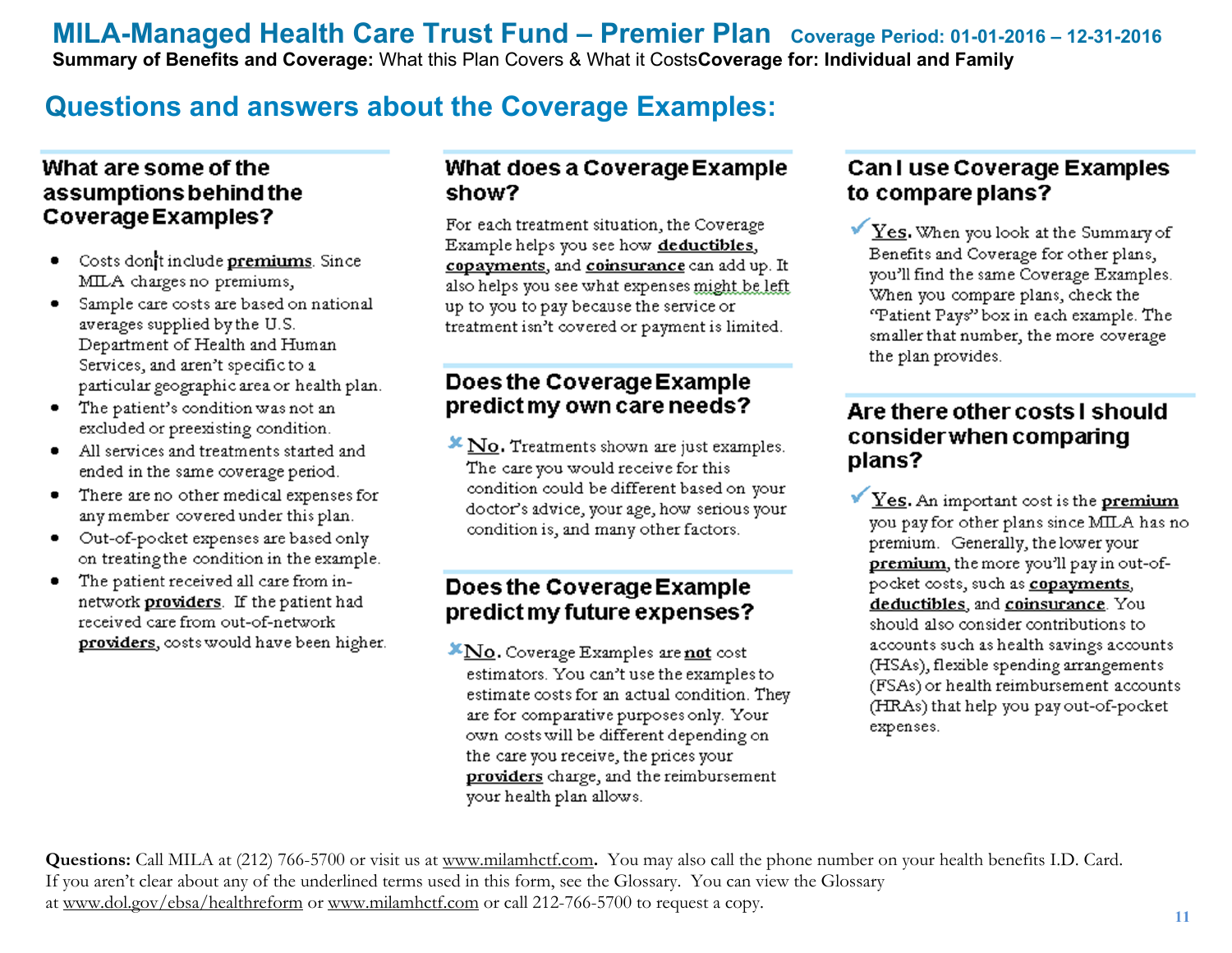# MILA-Managed Health Care Trust Fund – Premier Plan

**Coverage Period: 01-01-2016 – 12-31-2016**

**Summary of Benefits and Coverage:** What this Plan Covers & What it Costs **Coverage for: Individual and Family**

## Questions and answers about the Coverage Examples:

### What are some of the assumptions behind the Coverage Examples?

- Costs don't include **premiums**. Since MILA charges no premiums,
- Sample care costs are based on national averages supplied by the U.S. Department of Health and Human Services, and aren't specific to a particular geographic area or health plan.
- The patient's condition was not an excluded or preexisting condition.
- All services and treatments started and ended in the same coverage period.
- There are no other medical expenses for any member covered under this plan.
- Out-of-pocket expenses are based only on treating the condition in the example.
- The patient received all care from in-network **providers**. If the patient had received care from out-of-network **providers**, costs would have been higher.

### What does a Coverage Example show?

For each treatment situation, the Coverage Example helps you see how **deductibles**, **copayments**, and **coinsurance** can add up. It also helps you see what expenses might be left up to you to pay because the service or treatment isn't covered or payment is limited.

### Does the Coverage Example predict my own care needs?

✘ **No.** Treatments shown are just examples. The care you would receive for this condition could be different based on your doctor's advice, your age, how serious your condition is, and many other factors.

### Does the Coverage Example predict my future expenses?

✘ **No.** Coverage Examples are **not** cost estimators. You can't use the examples to estimate costs for an actual condition. They are for comparative purposes only. Your own costs will be different depending on the care you receive, the prices your **providers** charge, and the reimbursement your health plan allows.

### Can I use Coverage Examples to compare plans?

✔ **Yes.** When you look at the Summary of Benefits and Coverage for other plans, you'll find the same Coverage Examples. When you compare plans, check the "Patient Pays" box in each example. The smaller that number, the more coverage the plan provides.

### Are there other costs I should consider when comparing plans?

✔ **Yes.** An important cost is the **premium** you pay for other plans since MILA has no premium. Generally, the lower your **premium**, the more you'll pay in out-of-pocket costs, such as **copayments**, **deductibles**, and **coinsurance**. You should also consider contributions to accounts such as health savings accounts (HSAs), flexible spending arrangements (FSAs) or health reimbursement accounts (HRAs) that help you pay out-of-pocket expenses.

**Questions:** Call MILA at (212) 766-5700 or visit us at www.milamhctf.com. You may also call the phone number on your health benefits I.D. Card. If you aren't clear about any of the underlined terms used in this form, see the Glossary. You can view the Glossary at www.dol.gov/ebsa/healthreform or www.milamhctf.com or call 212-766-5700 to request a copy.